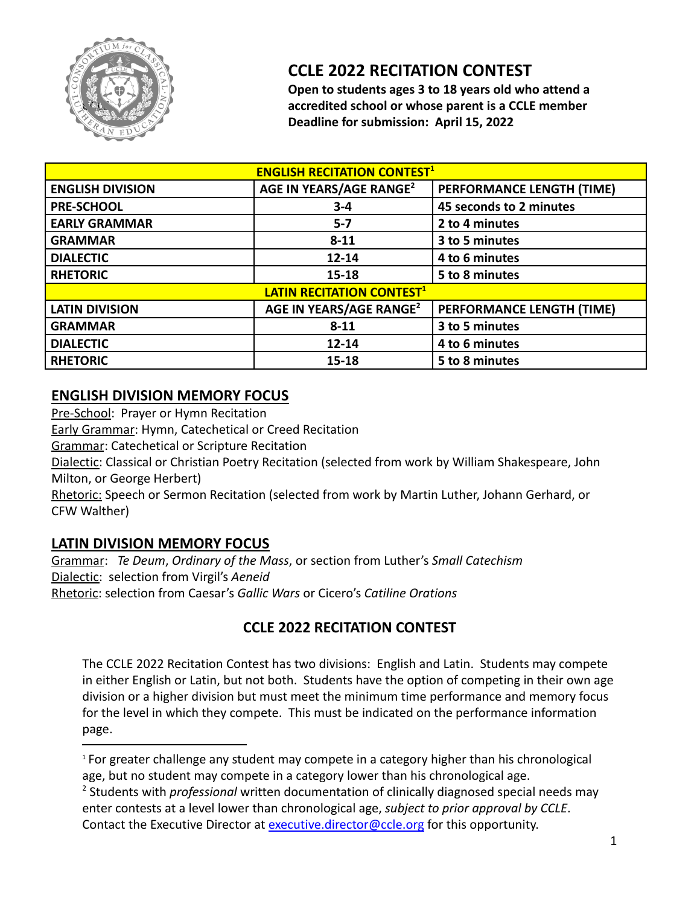# CCLE 2022 RECITATION CONTEST

**Open to students ages 3 to 18 years old who attend a accredited school or whose parent is a CCLE member**
**Deadline for submission: April 15, 2022**

| ENGLISH RECITATION CONTEST[1] | | |
|---|---|---|
| **ENGLISH DIVISION** | **AGE IN YEARS/AGE RANGE[2]** | **PERFORMANCE LENGTH (TIME)** |
| **PRE-SCHOOL** | **3-4** | **45 seconds to 2 minutes** |
| **EARLY GRAMMAR** | **5-7** | **2 to 4 minutes** |
| **GRAMMAR** | **8-11** | **3 to 5 minutes** |
| **DIALECTIC** | **12-14** | **4 to 6 minutes** |
| **RHETORIC** | **15-18** | **5 to 8 minutes** |
| **LATIN RECITATION CONTEST[1]** | | |
| **LATIN DIVISION** | **AGE IN YEARS/AGE RANGE[2]** | **PERFORMANCE LENGTH (TIME)** |
| **GRAMMAR** | **8-11** | **3 to 5 minutes** |
| **DIALECTIC** | **12-14** | **4 to 6 minutes** |
| **RHETORIC** | **15-18** | **5 to 8 minutes** |

## ENGLISH DIVISION MEMORY FOCUS

Pre-School: Prayer or Hymn Recitation
Early Grammar: Hymn, Catechetical or Creed Recitation
Grammar: Catechetical or Scripture Recitation
Dialectic: Classical or Christian Poetry Recitation (selected from work by William Shakespeare, John Milton, or George Herbert)
Rhetoric: Speech or Sermon Recitation (selected from work by Martin Luther, Johann Gerhard, or CFW Walther)

## LATIN DIVISION MEMORY FOCUS

Grammar: *Te Deum*, *Ordinary of the Mass*, or section from Luther's *Small Catechism*
Dialectic: selection from Virgil's *Aeneid*
Rhetoric: selection from Caesar's *Gallic Wars* or Cicero's *Catiline Orations*

## CCLE 2022 RECITATION CONTEST

The CCLE 2022 Recitation Contest has two divisions: English and Latin. Students may compete in either English or Latin, but not both. Students have the option of competing in their own age division or a higher division but must meet the minimum time performance and memory focus for the level in which they compete. This must be indicated on the performance information page.

[1] For greater challenge any student may compete in a category higher than his chronological age, but no student may compete in a category lower than his chronological age.

[2] Students with *professional* written documentation of clinically diagnosed special needs may enter contests at a level lower than chronological age, *subject to prior approval by CCLE*. Contact the Executive Director at executive.director@ccle.org for this opportunity.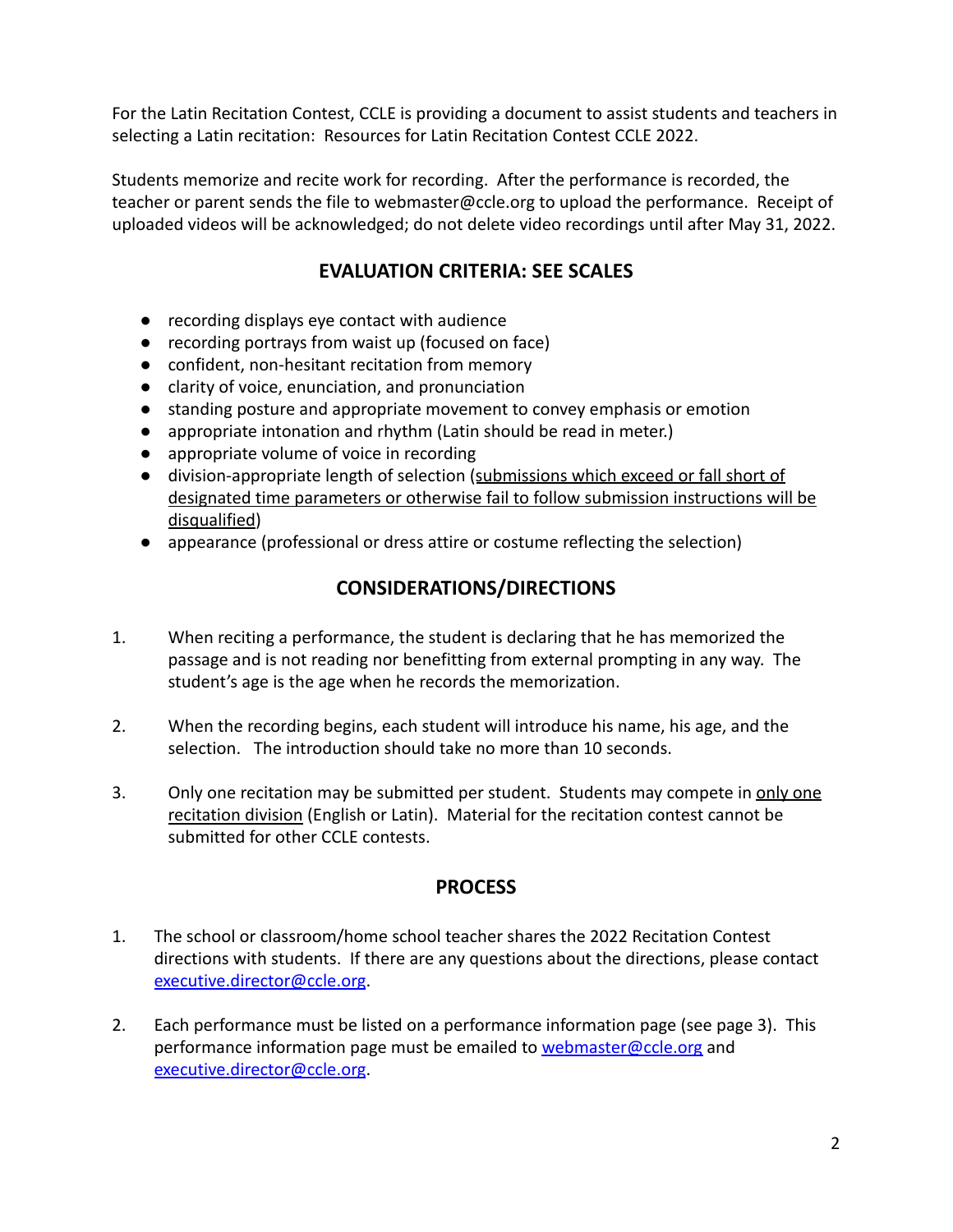For the Latin Recitation Contest, CCLE is providing a document to assist students and teachers in selecting a Latin recitation: Resources for Latin Recitation Contest CCLE 2022.

Students memorize and recite work for recording. After the performance is recorded, the teacher or parent sends the file to webmaster@ccle.org to upload the performance. Receipt of uploaded videos will be acknowledged; do not delete video recordings until after May 31, 2022.

## EVALUATION CRITERIA: SEE SCALES

- recording displays eye contact with audience
- recording portrays from waist up (focused on face)
- confident, non-hesitant recitation from memory
- clarity of voice, enunciation, and pronunciation
- standing posture and appropriate movement to convey emphasis or emotion
- appropriate intonation and rhythm (Latin should be read in meter.)
- appropriate volume of voice in recording
- division-appropriate length of selection (submissions which exceed or fall short of designated time parameters or otherwise fail to follow submission instructions will be disqualified)
- appearance (professional or dress attire or costume reflecting the selection)

## CONSIDERATIONS/DIRECTIONS

1. When reciting a performance, the student is declaring that he has memorized the passage and is not reading nor benefitting from external prompting in any way. The student's age is the age when he records the memorization.

2. When the recording begins, each student will introduce his name, his age, and the selection. The introduction should take no more than 10 seconds.

3. Only one recitation may be submitted per student. Students may compete in only one recitation division (English or Latin). Material for the recitation contest cannot be submitted for other CCLE contests.

## PROCESS

1. The school or classroom/home school teacher shares the 2022 Recitation Contest directions with students. If there are any questions about the directions, please contact executive.director@ccle.org.

2. Each performance must be listed on a performance information page (see page 3). This performance information page must be emailed to webmaster@ccle.org and executive.director@ccle.org.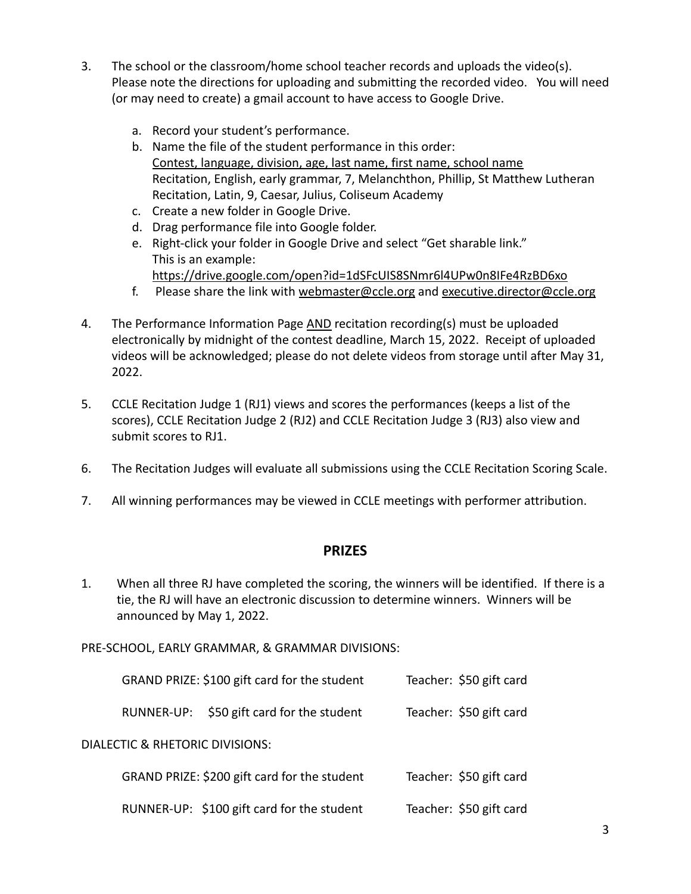3. The school or the classroom/home school teacher records and uploads the video(s). Please note the directions for uploading and submitting the recorded video. You will need (or may need to create) a gmail account to have access to Google Drive.

    a. Record your student's performance.
    b. Name the file of the student performance in this order:
       <u>Contest, language, division, age, last name, first name, school name</u>
       Recitation, English, early grammar, 7, Melanchthon, Phillip, St Matthew Lutheran
       Recitation, Latin, 9, Caesar, Julius, Coliseum Academy
    c. Create a new folder in Google Drive.
    d. Drag performance file into Google folder.
    e. Right-click your folder in Google Drive and select "Get sharable link."
       This is an example:
       https://drive.google.com/open?id=1dSFcUIS8SNmr6l4UPw0n8IFe4RzBD6xo
    f. Please share the link with webmaster@ccle.org and executive.director@ccle.org

4. The Performance Information Page <u>AND</u> recitation recording(s) must be uploaded electronically by midnight of the contest deadline, March 15, 2022. Receipt of uploaded videos will be acknowledged; please do not delete videos from storage until after May 31, 2022.

5. CCLE Recitation Judge 1 (RJ1) views and scores the performances (keeps a list of the scores), CCLE Recitation Judge 2 (RJ2) and CCLE Recitation Judge 3 (RJ3) also view and submit scores to RJ1.

6. The Recitation Judges will evaluate all submissions using the CCLE Recitation Scoring Scale.

7. All winning performances may be viewed in CCLE meetings with performer attribution.

## PRIZES

1. When all three RJ have completed the scoring, the winners will be identified. If there is a tie, the RJ will have an electronic discussion to determine winners. Winners will be announced by May 1, 2022.

PRE-SCHOOL, EARLY GRAMMAR, & GRAMMAR DIVISIONS:

| | |
|---|---|
| GRAND PRIZE: $100 gift card for the student | Teacher: $50 gift card |
| RUNNER-UP: $50 gift card for the student | Teacher: $50 gift card |

DIALECTIC & RHETORIC DIVISIONS:

| | |
|---|---|
| GRAND PRIZE: $200 gift card for the student | Teacher: $50 gift card |
| RUNNER-UP: $100 gift card for the student | Teacher: $50 gift card |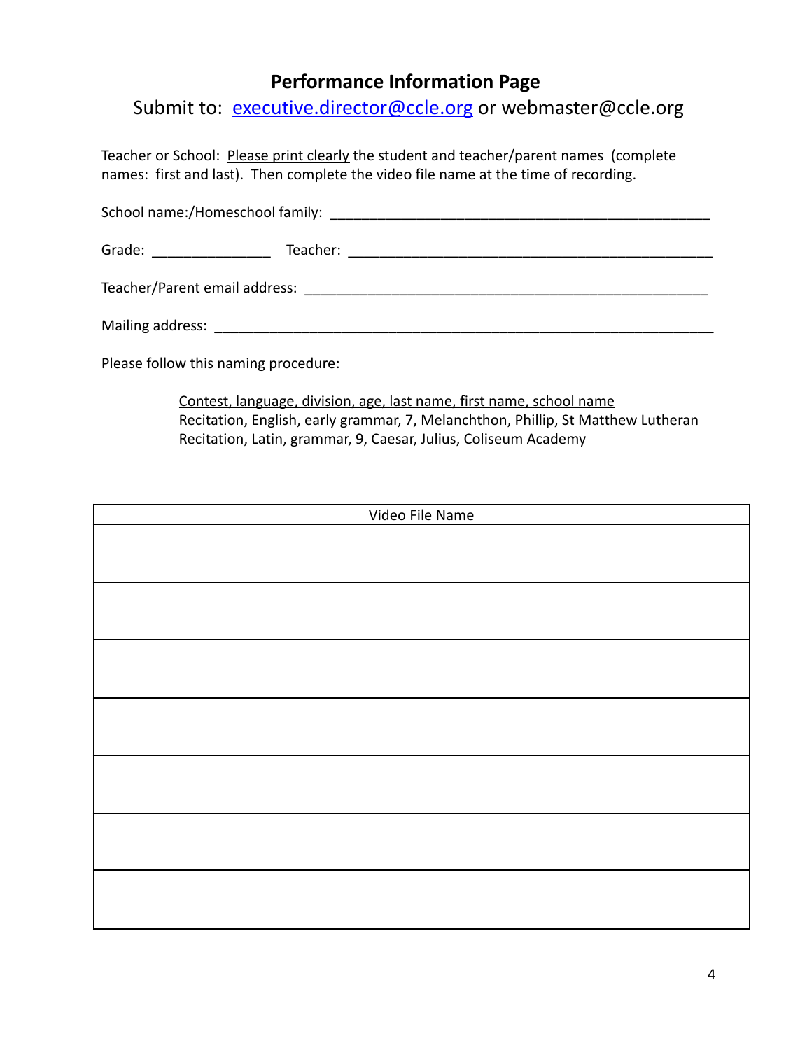# Performance Information Page

Submit to: executive.director@ccle.org or webmaster@ccle.org

Teacher or School: Please print clearly the student and teacher/parent names (complete names: first and last). Then complete the video file name at the time of recording.

School name:/Homeschool family: ________________________________________________

Grade: _______________ Teacher: ______________________________________________

Teacher/Parent email address: ____________________________________________________

Mailing address: _______________________________________________________________

Please follow this naming procedure:

> Contest, language, division, age, last name, first name, school name
> Recitation, English, early grammar, 7, Melanchthon, Phillip, St Matthew Lutheran
> Recitation, Latin, grammar, 9, Caesar, Julius, Coliseum Academy

| Video File Name |
| --- |
| |
| |
| |
| |
| |
| |
| |